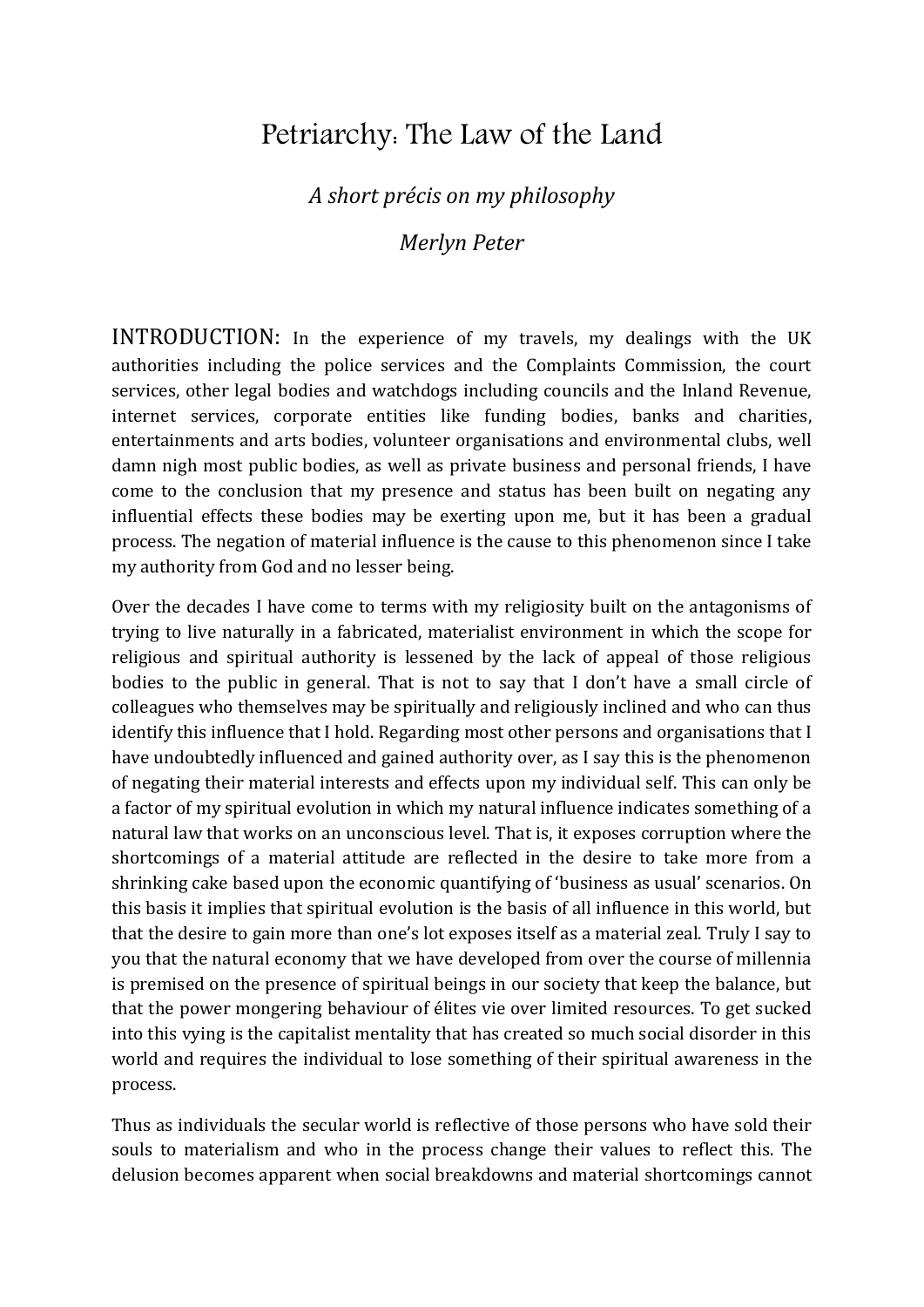# Petriarchy: The Law of the Land

*A short précis on my philosophy*

*Merlyn Peter*

INTRODUCTION: In the experience of my travels, my dealings with the UK authorities including the police services and the Complaints Commission, the court services, other legal bodies and watchdogs including councils and the Inland Revenue, internet services, corporate entities like funding bodies, banks and charities, entertainments and arts bodies, volunteer organisations and environmental clubs, well damn nigh most public bodies, as well as private business and personal friends, I have come to the conclusion that my presence and status has been built on negating any influential effects these bodies may be exerting upon me, but it has been a gradual process. The negation of material influence is the cause to this phenomenon since I take my authority from God and no lesser being.

Over the decades I have come to terms with my religiosity built on the antagonisms of trying to live naturally in a fabricated, materialist environment in which the scope for religious and spiritual authority is lessened by the lack of appeal of those religious bodies to the public in general. That is not to say that I don't have a small circle of colleagues who themselves may be spiritually and religiously inclined and who can thus identify this influence that I hold. Regarding most other persons and organisations that I have undoubtedly influenced and gained authority over, as I say this is the phenomenon of negating their material interests and effects upon my individual self. This can only be a factor of my spiritual evolution in which my natural influence indicates something of a natural law that works on an unconscious level. That is, it exposes corruption where the shortcomings of a material attitude are reflected in the desire to take more from a shrinking cake based upon the economic quantifying of 'business as usual' scenarios. On this basis it implies that spiritual evolution is the basis of all influence in this world, but that the desire to gain more than one's lot exposes itself as a material zeal. Truly I say to you that the natural economy that we have developed from over the course of millennia is premised on the presence of spiritual beings in our society that keep the balance, but that the power mongering behaviour of élites vie over limited resources. To get sucked into this vying is the capitalist mentality that has created so much social disorder in this world and requires the individual to lose something of their spiritual awareness in the process.

Thus as individuals the secular world is reflective of those persons who have sold their souls to materialism and who in the process change their values to reflect this. The delusion becomes apparent when social breakdowns and material shortcomings cannot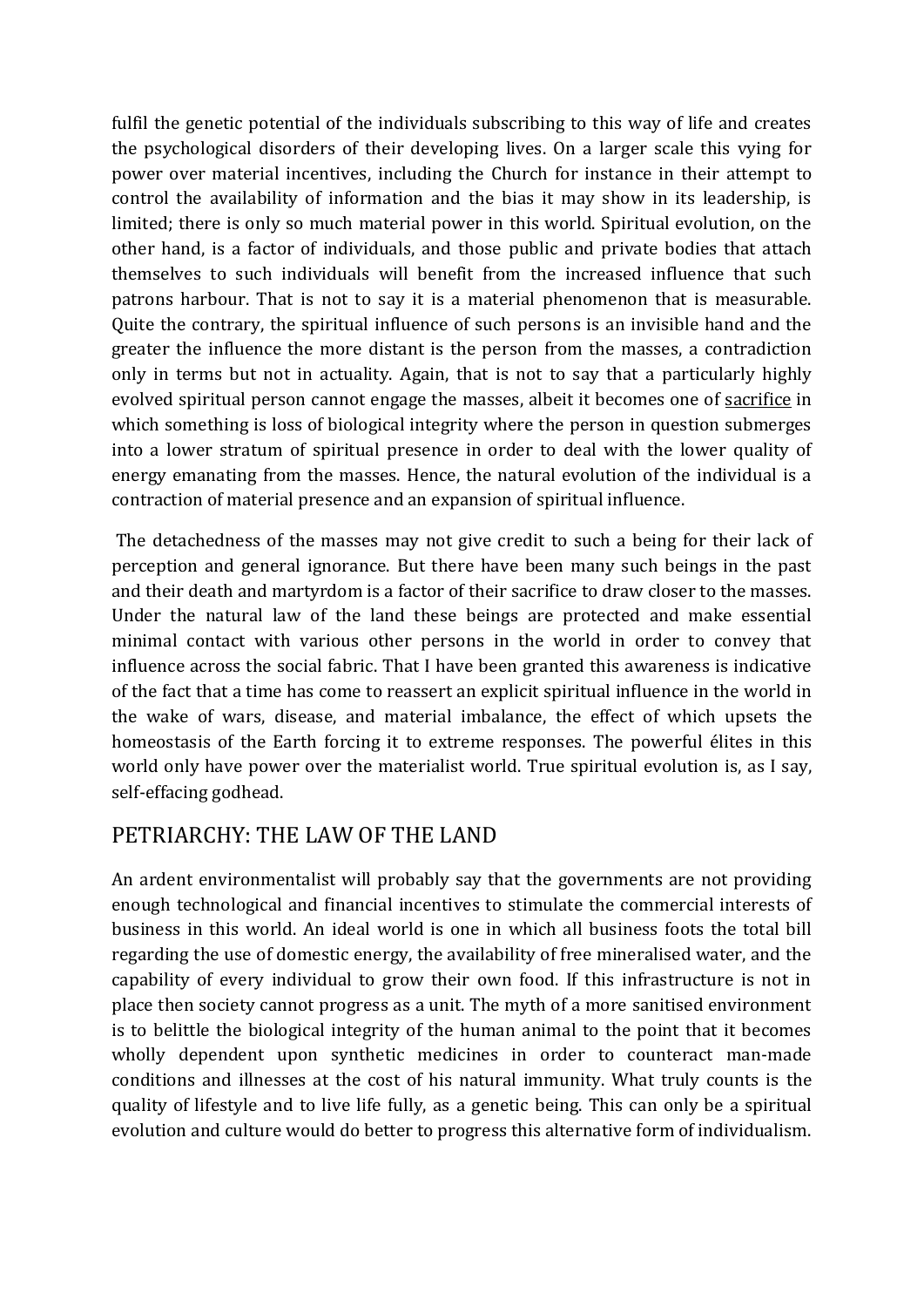fulfil the genetic potential of the individuals subscribing to this way of life and creates the psychological disorders of their developing lives. On a larger scale this vying for power over material incentives, including the Church for instance in their attempt to control the availability of information and the bias it may show in its leadership, is limited; there is only so much material power in this world. Spiritual evolution, on the other hand, is a factor of individuals, and those public and private bodies that attach themselves to such individuals will benefit from the increased influence that such patrons harbour. That is not to say it is a material phenomenon that is measurable. Quite the contrary, the spiritual influence of such persons is an invisible hand and the greater the influence the more distant is the person from the masses, a contradiction only in terms but not in actuality. Again, that is not to say that a particularly highly evolved spiritual person cannot engage the masses, albeit it becomes one of sacrifice in which something is loss of biological integrity where the person in question submerges into a lower stratum of spiritual presence in order to deal with the lower quality of energy emanating from the masses. Hence, the natural evolution of the individual is a contraction of material presence and an expansion of spiritual influence.

The detachedness of the masses may not give credit to such a being for their lack of perception and general ignorance. But there have been many such beings in the past and their death and martyrdom is a factor of their sacrifice to draw closer to the masses. Under the natural law of the land these beings are protected and make essential minimal contact with various other persons in the world in order to convey that influence across the social fabric. That I have been granted this awareness is indicative of the fact that a time has come to reassert an explicit spiritual influence in the world in the wake of wars, disease, and material imbalance, the effect of which upsets the homeostasis of the Earth forcing it to extreme responses. The powerful élites in this world only have power over the materialist world. True spiritual evolution is, as I say, self-effacing godhead.

## PETRIARCHY: THE LAW OF THE LAND

An ardent environmentalist will probably say that the governments are not providing enough technological and financial incentives to stimulate the commercial interests of business in this world. An ideal world is one in which all business foots the total bill regarding the use of domestic energy, the availability of free mineralised water, and the capability of every individual to grow their own food. If this infrastructure is not in place then society cannot progress as a unit. The myth of a more sanitised environment is to belittle the biological integrity of the human animal to the point that it becomes wholly dependent upon synthetic medicines in order to counteract man-made conditions and illnesses at the cost of his natural immunity. What truly counts is the quality of lifestyle and to live life fully, as a genetic being. This can only be a spiritual evolution and culture would do better to progress this alternative form of individualism.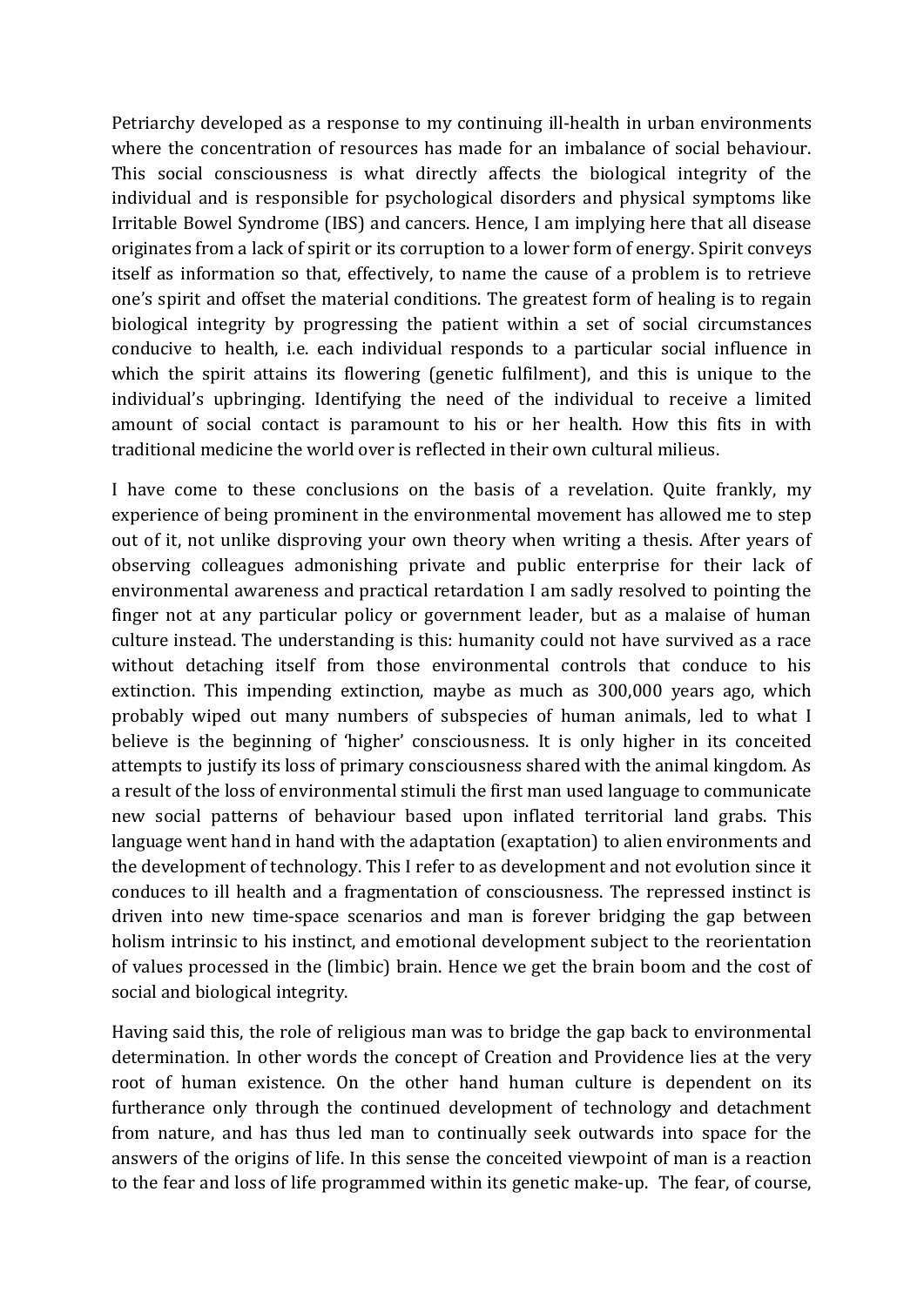Petriarchy developed as a response to my continuing ill-health in urban environments where the concentration of resources has made for an imbalance of social behaviour. This social consciousness is what directly affects the biological integrity of the individual and is responsible for psychological disorders and physical symptoms like Irritable Bowel Syndrome (IBS) and cancers. Hence, I am implying here that all disease originates from a lack of spirit or its corruption to a lower form of energy. Spirit conveys itself as information so that, effectively, to name the cause of a problem is to retrieve one's spirit and offset the material conditions. The greatest form of healing is to regain biological integrity by progressing the patient within a set of social circumstances conducive to health, i.e. each individual responds to a particular social influence in which the spirit attains its flowering (genetic fulfilment), and this is unique to the individual's upbringing. Identifying the need of the individual to receive a limited amount of social contact is paramount to his or her health. How this fits in with traditional medicine the world over is reflected in their own cultural milieus.

I have come to these conclusions on the basis of a revelation. Quite frankly, my experience of being prominent in the environmental movement has allowed me to step out of it, not unlike disproving your own theory when writing a thesis. After years of observing colleagues admonishing private and public enterprise for their lack of environmental awareness and practical retardation I am sadly resolved to pointing the finger not at any particular policy or government leader, but as a malaise of human culture instead. The understanding is this: humanity could not have survived as a race without detaching itself from those environmental controls that conduce to his extinction. This impending extinction, maybe as much as 300,000 years ago, which probably wiped out many numbers of subspecies of human animals, led to what I believe is the beginning of 'higher' consciousness. It is only higher in its conceited attempts to justify its loss of primary consciousness shared with the animal kingdom. As a result of the loss of environmental stimuli the first man used language to communicate new social patterns of behaviour based upon inflated territorial land grabs. This language went hand in hand with the adaptation (exaptation) to alien environments and the development of technology. This I refer to as development and not evolution since it conduces to ill health and a fragmentation of consciousness. The repressed instinct is driven into new time-space scenarios and man is forever bridging the gap between holism intrinsic to his instinct, and emotional development subject to the reorientation of values processed in the (limbic) brain. Hence we get the brain boom and the cost of social and biological integrity.

Having said this, the role of religious man was to bridge the gap back to environmental determination. In other words the concept of Creation and Providence lies at the very root of human existence. On the other hand human culture is dependent on its furtherance only through the continued development of technology and detachment from nature, and has thus led man to continually seek outwards into space for the answers of the origins of life. In this sense the conceited viewpoint of man is a reaction to the fear and loss of life programmed within its genetic make-up. The fear, of course,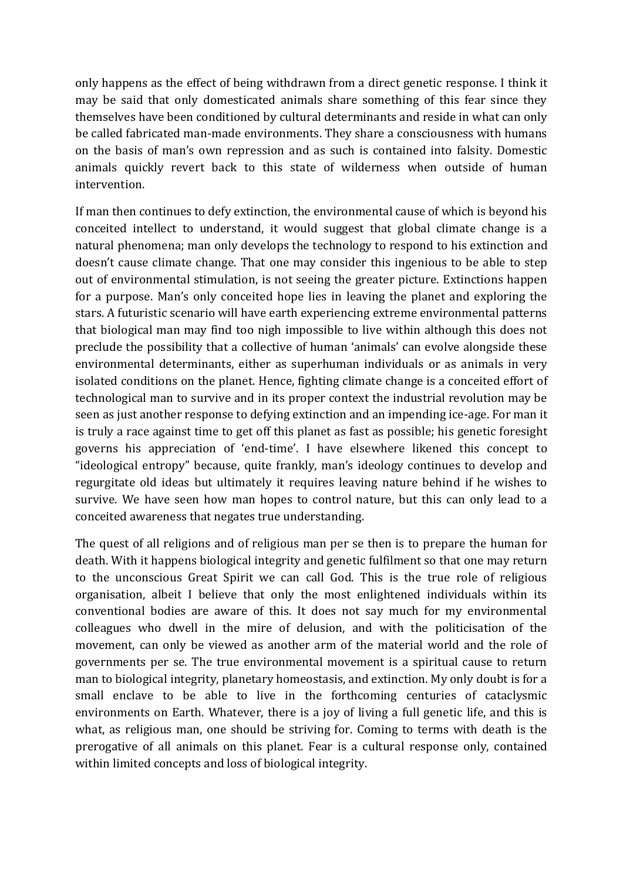only happens as the effect of being withdrawn from a direct genetic response. I think it may be said that only domesticated animals share something of this fear since they themselves have been conditioned by cultural determinants and reside in what can only be called fabricated man-made environments. They share a consciousness with humans on the basis of man's own repression and as such is contained into falsity. Domestic animals quickly revert back to this state of wilderness when outside of human intervention.

If man then continues to defy extinction, the environmental cause of which is beyond his conceited intellect to understand, it would suggest that global climate change is a natural phenomena; man only develops the technology to respond to his extinction and doesn't cause climate change. That one may consider this ingenious to be able to step out of environmental stimulation, is not seeing the greater picture. Extinctions happen for a purpose. Man's only conceited hope lies in leaving the planet and exploring the stars. A futuristic scenario will have earth experiencing extreme environmental patterns that biological man may find too nigh impossible to live within although this does not preclude the possibility that a collective of human 'animals' can evolve alongside these environmental determinants, either as superhuman individuals or as animals in very isolated conditions on the planet. Hence, fighting climate change is a conceited effort of technological man to survive and in its proper context the industrial revolution may be seen as just another response to defying extinction and an impending ice-age. For man it is truly a race against time to get off this planet as fast as possible; his genetic foresight governs his appreciation of 'end-time'. I have elsewhere likened this concept to "ideological entropy" because, quite frankly, man's ideology continues to develop and regurgitate old ideas but ultimately it requires leaving nature behind if he wishes to survive. We have seen how man hopes to control nature, but this can only lead to a conceited awareness that negates true understanding.

The quest of all religions and of religious man per se then is to prepare the human for death. With it happens biological integrity and genetic fulfilment so that one may return to the unconscious Great Spirit we can call God. This is the true role of religious organisation, albeit I believe that only the most enlightened individuals within its conventional bodies are aware of this. It does not say much for my environmental colleagues who dwell in the mire of delusion, and with the politicisation of the movement, can only be viewed as another arm of the material world and the role of governments per se. The true environmental movement is a spiritual cause to return man to biological integrity, planetary homeostasis, and extinction. My only doubt is for a small enclave to be able to live in the forthcoming centuries of cataclysmic environments on Earth. Whatever, there is a joy of living a full genetic life, and this is what, as religious man, one should be striving for. Coming to terms with death is the prerogative of all animals on this planet. Fear is a cultural response only, contained within limited concepts and loss of biological integrity.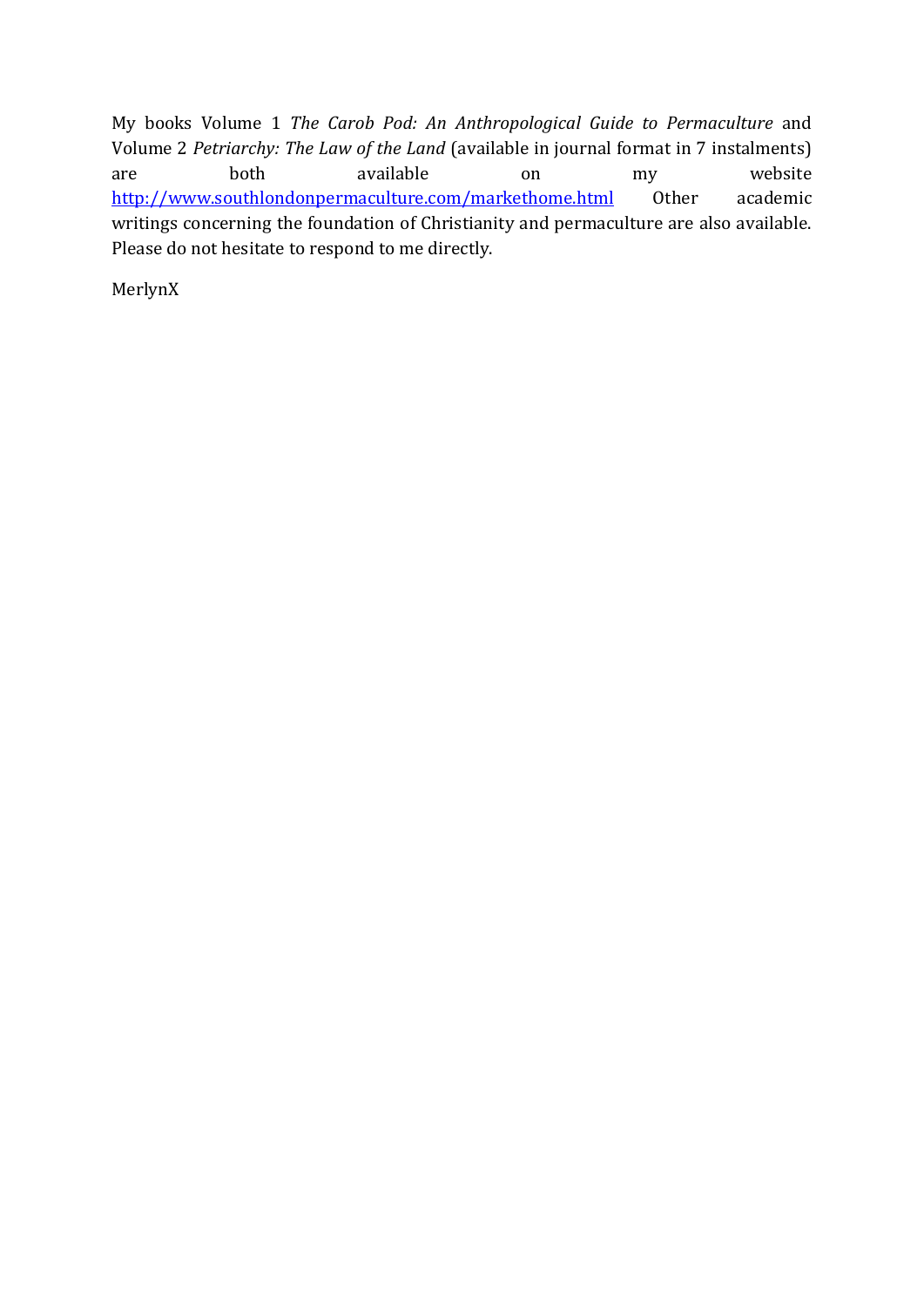My books Volume 1 *The Carob Pod: An Anthropological Guide to Permaculture* and Volume 2 *Petriarchy: The Law of the Land* (available in journal format in 7 instalments) are both available on my website [http://www.southlondonpermaculture.com/markethome.html](http://www.southlondonpermaculture.com/markethome.html) Other academic writings concerning the foundation of Christianity and permaculture are also available. Please do not hesitate to respond to me directly.

MerlynX